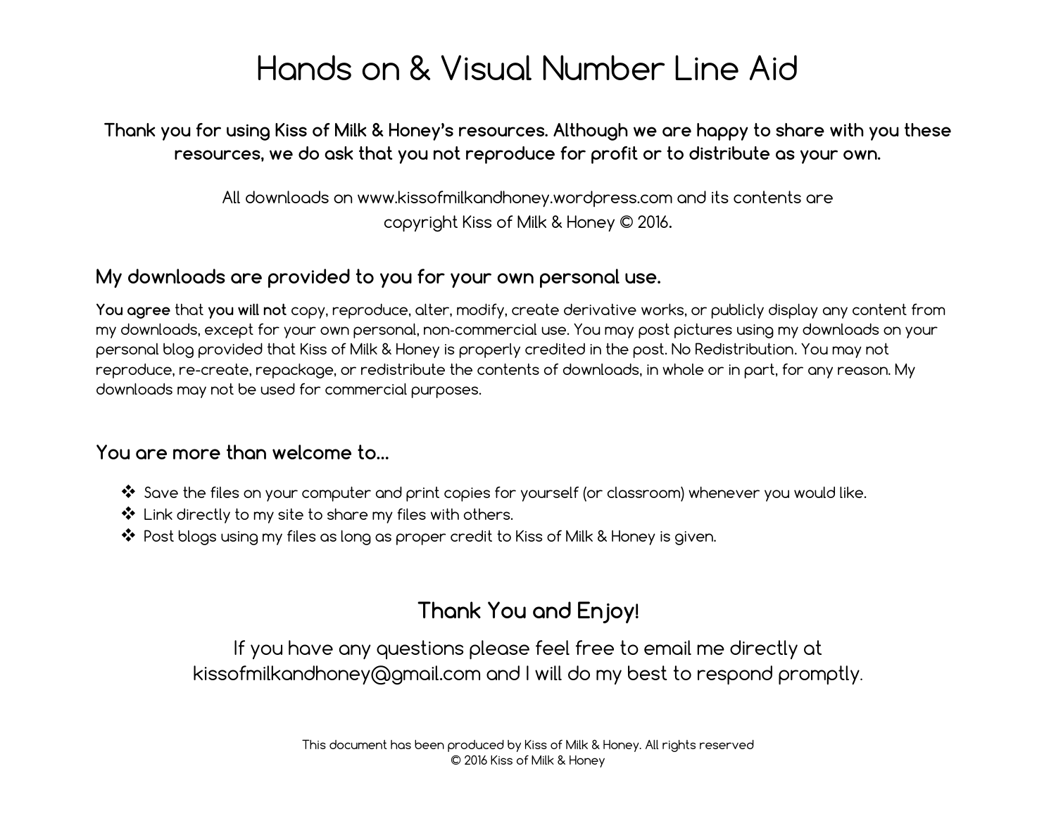# Hands on & Visual Number Line Aid

**Thank you for using Kiss of Milk & Honey's resources. Although we are happy to share with you these resources, we do ask that you not reproduce for profit or to distribute as your own.**

All downloads on www.kissofmilkandhoney.wordpress.com and its contents are copyright Kiss of Milk & Honey © 2016.

## My downloads are provided to you for your own personal use.

**You agree** that **you will not** copy, reproduce, alter, modify, create derivative works, or publicly display any content from my downloads, except for your own personal, non-commercial use. You may post pictures using my downloads on your personal blog provided that Kiss of Milk & Honey is properly credited in the post. No Redistribution. You may not reproduce, re-create, repackage, or redistribute the contents of downloads, in whole or in part, for any reason. My downloads may not be used for commercial purposes.

## You are more than welcome to…

- Save the files on your computer and print copies for yourself (or classroom) whenever you would like.
- Link directly to my site to share my files with others.
- Post blogs using my files as long as proper credit to Kiss of Milk & Honey is given.

## Thank You and Enjoy!

If you have any questions please feel free to email me directly at kissofmilkandhoney@gmail.com and I will do my best to respond promptly.

This document has been produced by Kiss of Milk & Honey. All rights reserved
© 2016 Kiss of Milk & Honey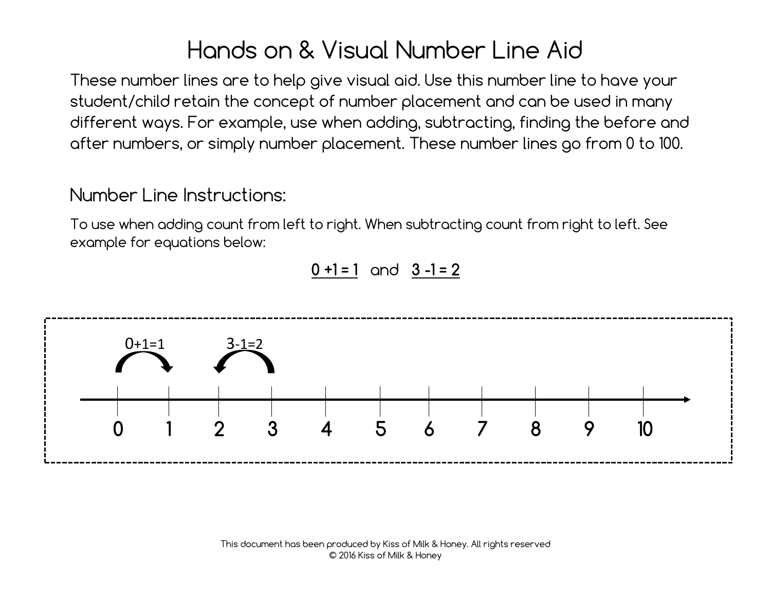# Hands on & Visual Number Line Aid

These number lines are to help give visual aid. Use this number line to have your student/child retain the concept of number placement and can be used in many different ways. For example, use when adding, subtracting, finding the before and after numbers, or simply number placement. These number lines go from 0 to 100.

## Number Line Instructions:

To use when adding count from left to right. When subtracting count from right to left. See example for equations below:

**$0 + 1 = 1$** and **$3 - 1 = 2$**

$0+1=1$ $3-1=2$

0 1 2 3 4 5 6 7 8 9 10

This document has been produced by Kiss of Milk & Honey. All rights reserved
© 2016 Kiss of Milk & Honey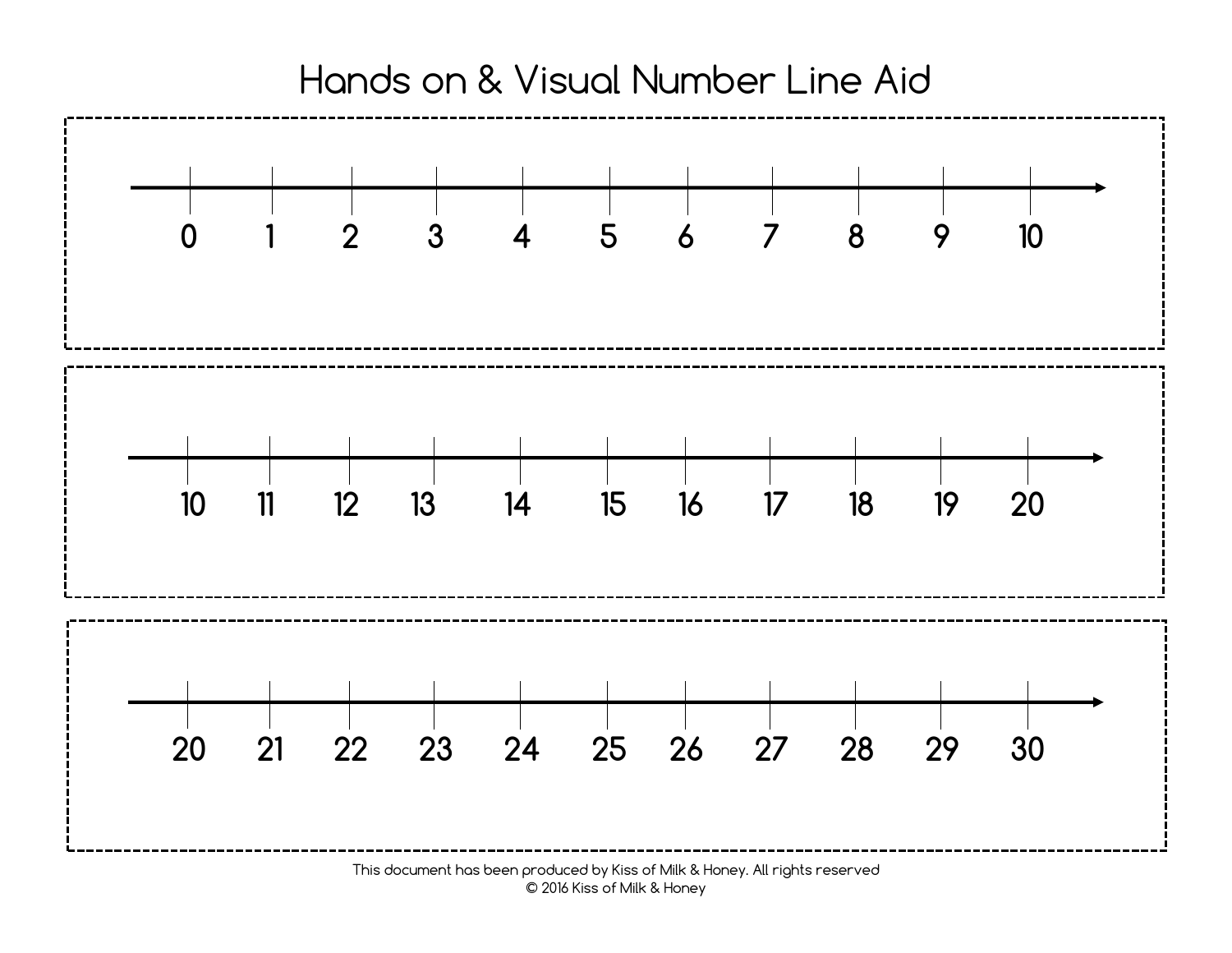# Hands on & Visual Number Line Aid

0 1 2 3 4 5 6 7 8 9 10

10 11 12 13 14 15 16 17 18 19 20

20 21 22 23 24 25 26 27 28 29 30

This document has been produced by Kiss of Milk & Honey. All rights reserved
© 2016 Kiss of Milk & Honey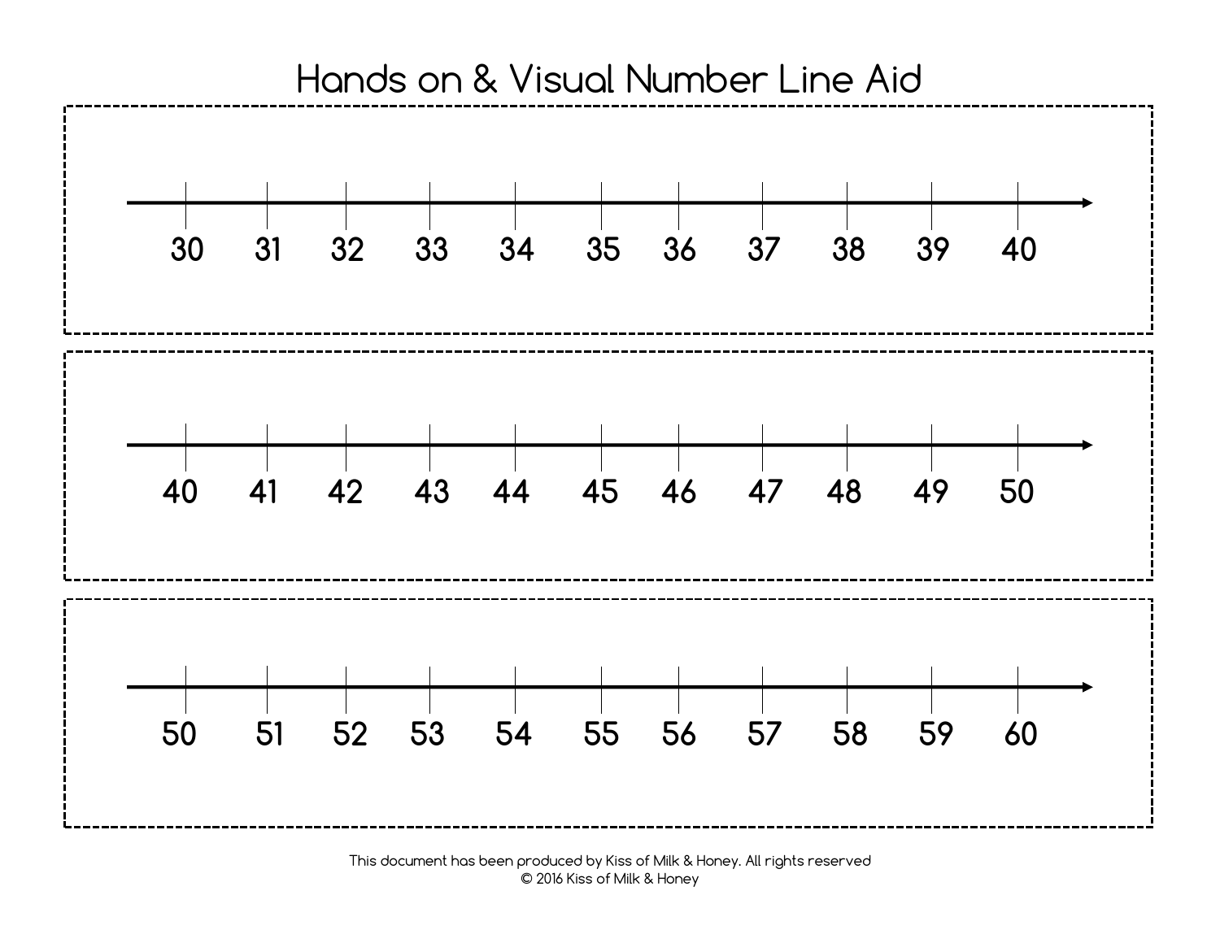# Hands on & Visual Number Line Aid

30 31 32 33 34 35 36 37 38 39 40

40 41 42 43 44 45 46 47 48 49 50

50 51 52 53 54 55 56 57 58 59 60

This document has been produced by Kiss of Milk & Honey. All rights reserved
© 2016 Kiss of Milk & Honey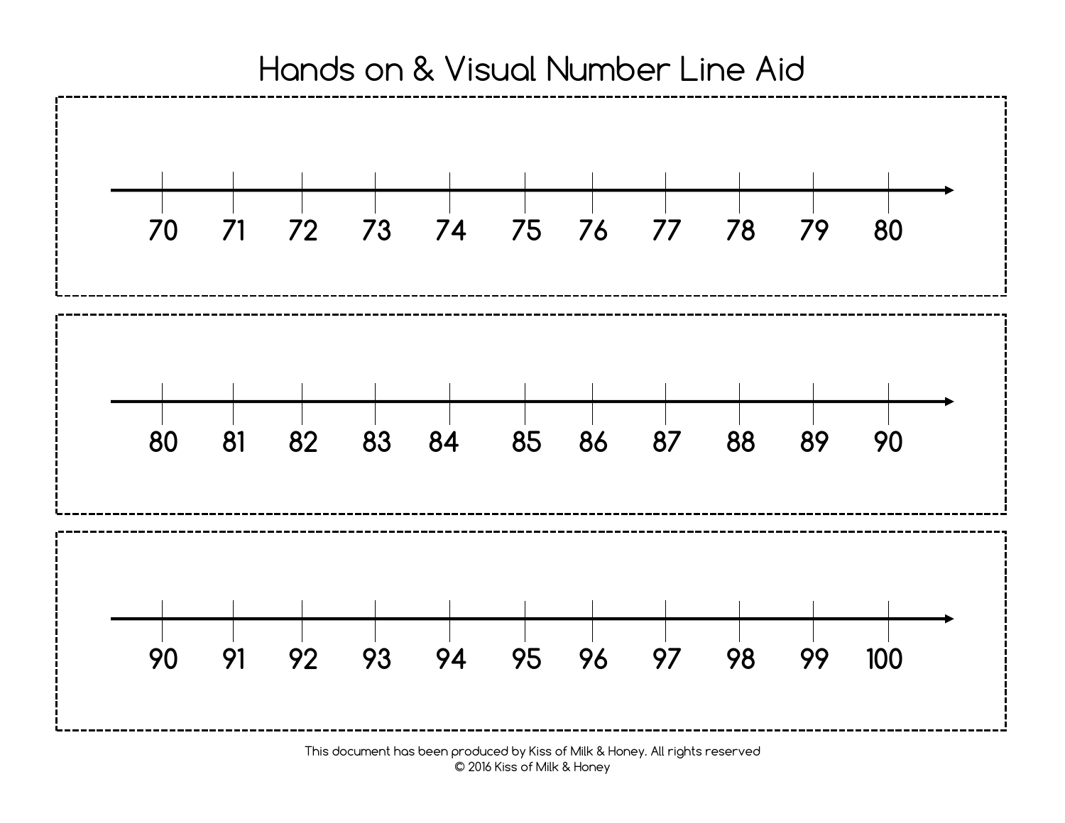# Hands on & Visual Number Line Aid

70 71 72 73 74 75 76 77 78 79 80

80 81 82 83 84 85 86 87 88 89 90

90 91 92 93 94 95 96 97 98 99 100

This document has been produced by Kiss of Milk & Honey. All rights reserved
© 2016 Kiss of Milk & Honey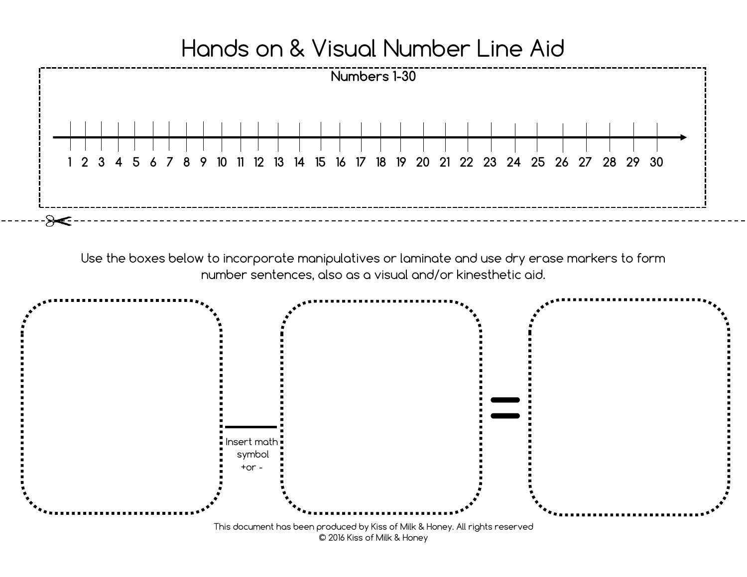# Hands on & Visual Number Line Aid

**Numbers 1-30**

1 2 3 4 5 6 7 8 9 10 11 12 13 14 15 16 17 18 19 20 21 22 23 24 25 26 27 28 29 30

Use the boxes below to incorporate manipulatives or laminate and use dry erase markers to form number sentences, also as a visual and/or kinesthetic aid.

Insert math symbol +or -

=

This document has been produced by Kiss of Milk & Honey. All rights reserved
© 2016 Kiss of Milk & Honey